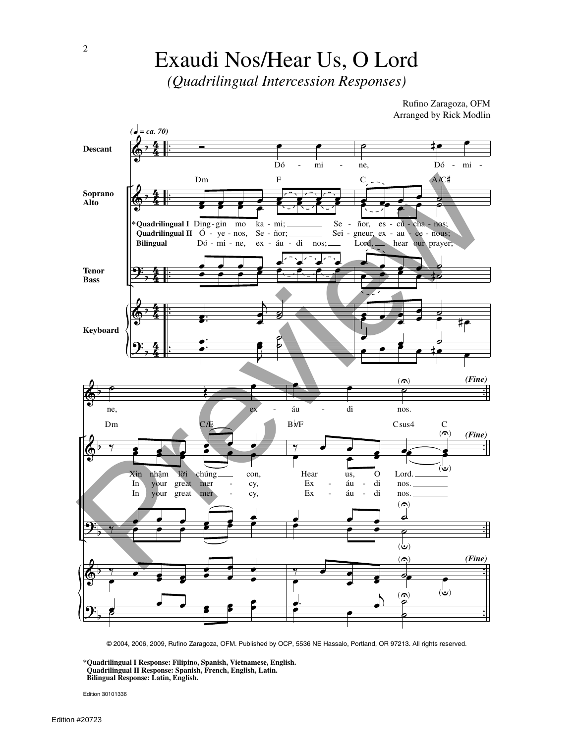# Exaudi Nos/Hear Us, O Lord

*(Quadrilingual Intercession Responses)*

Rufino Zaragoza, OFM
Arranged by Rick Modlin

© 2004, 2006, 2009, Rufino Zaragoza, OFM. Published by OCP, 5536 NE Hassalo, Portland, OR 97213. All rights reserved.

**\*Quadrilingual I Response: Filipino, Spanish, Vietnamese, English.**
**Quadrilingual II Response: Spanish, French, English, Latin.**
**Bilingual Response: Latin, English.**

Edition 30101336

Edition #20723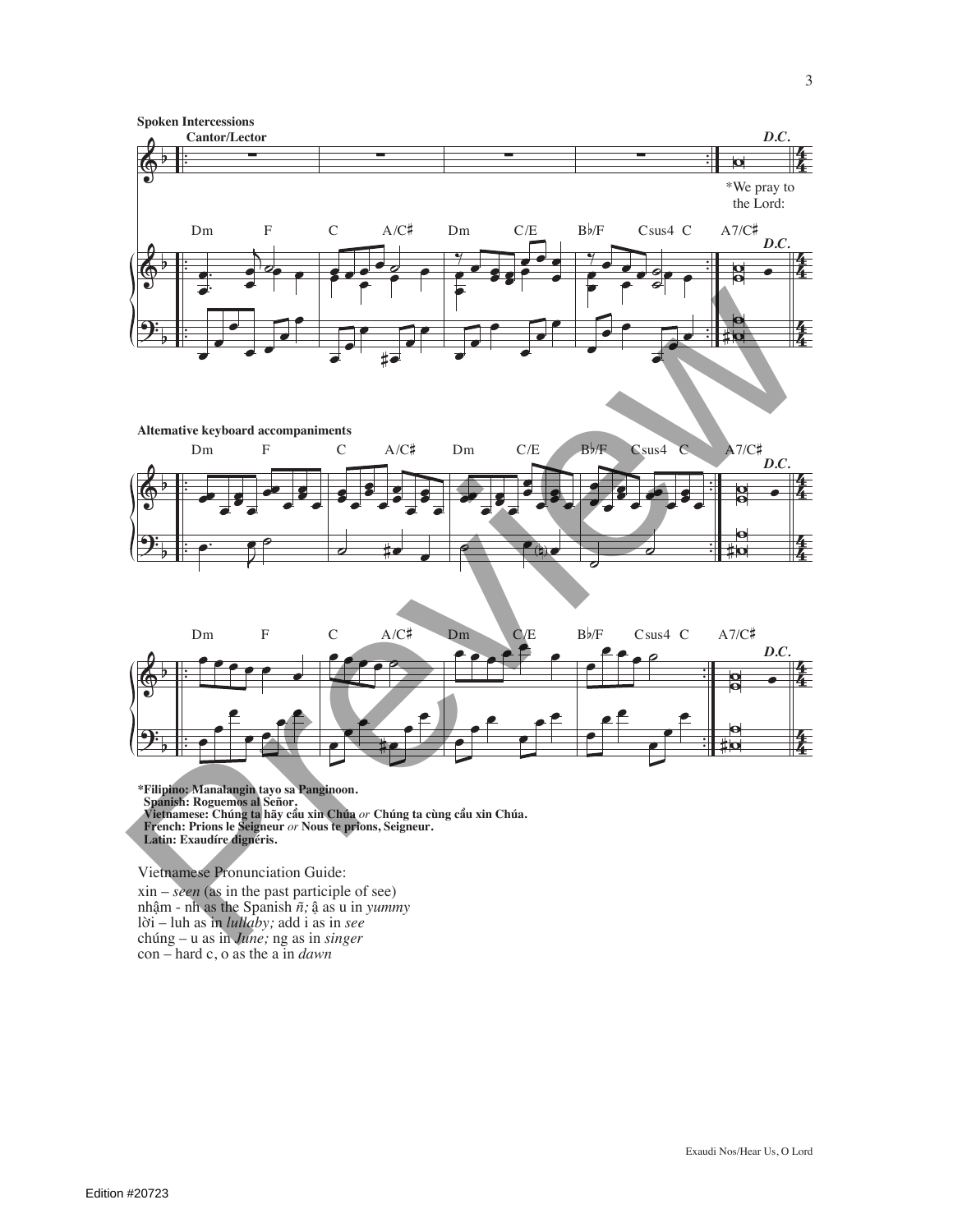**Spoken Intercessions**

**Cantor/Lector**

*D.C.*

*We pray to the Lord:

Dm F C A/C♯ Dm C/E B♭/F Csus4 C A7/C♯

**Alternative keyboard accompaniments**

Dm F C A/C♯ Dm C/E B♭/F Csus4 C A7/C♯

Dm F C A/C♯ Dm C/E B♭/F Csus4 C A7/C♯

**\*Filipino: Manalangin tayo sa Panginoon.**
**Spanish: Roguemos al Señor.**
**Vietnamese: Chúng ta hãy cầu xin Chúa** *or* **Chúng ta cùng cầu xin Chúa.**
**French: Prions le Seigneur** *or* **Nous te prions, Seigneur.**
**Latin: Exaudíre dignéris.**

Vietnamese Pronunciation Guide:

xin – *seen* (as in the past participle of see)
nhậm - nh as the Spanish *ñ;* ậ as u in *yummy*
lời – luh as in *lullaby;* add i as in *see*
chúng – u as in *June;* ng as in *singer*
con – hard c, o as the a in *dawn*

Edition #20723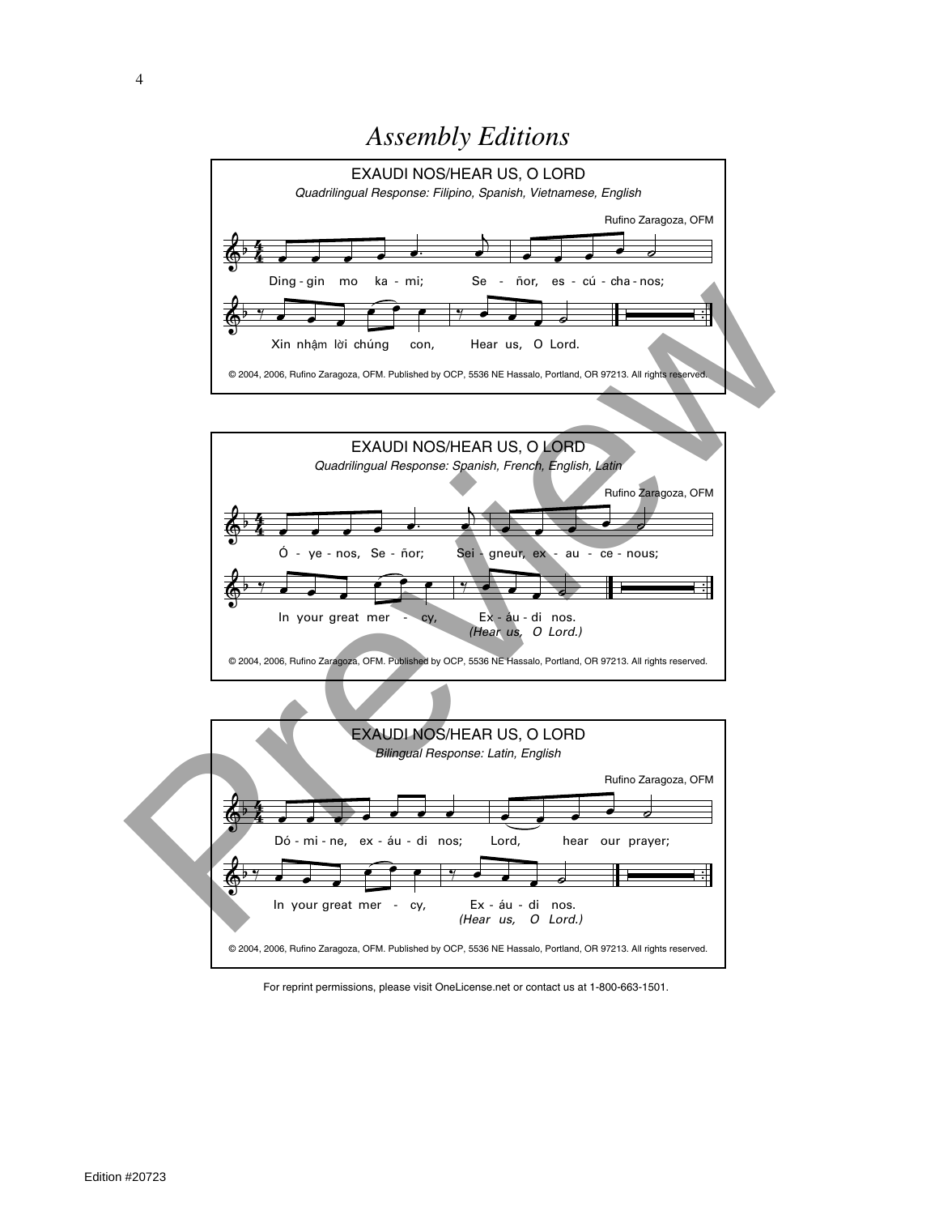# *Assembly Editions*

## EXAUDI NOS/HEAR US, O LORD

*Quadrilingual Response: Filipino, Spanish, Vietnamese, English*

Rufino Zaragoza, OFM

Ding - gin mo ka - mi; Se - ñor, es - cú - cha - nos;

Xin nhậm lời chúng con, Hear us, O Lord.

© 2004, 2006, Rufino Zaragoza, OFM. Published by OCP, 5536 NE Hassalo, Portland, OR 97213. All rights reserved.

## EXAUDI NOS/HEAR US, O LORD

*Quadrilingual Response: Spanish, French, English, Latin*

Rufino Zaragoza, OFM

Ó - ye - nos, Se - ñor; Sei - gneur, ex - au - ce - nous;

In your great mer - cy, Ex - áu - di nos.
*(Hear us, O Lord.)*

© 2004, 2006, Rufino Zaragoza, OFM. Published by OCP, 5536 NE Hassalo, Portland, OR 97213. All rights reserved.

## EXAUDI NOS/HEAR US, O LORD

*Bilingual Response: Latin, English*

Rufino Zaragoza, OFM

Dó - mi - ne, ex - áu - di nos; Lord, hear our prayer;

In your great mer - cy, Ex - áu - di nos.
*(Hear us, O Lord.)*

© 2004, 2006, Rufino Zaragoza, OFM. Published by OCP, 5536 NE Hassalo, Portland, OR 97213. All rights reserved.

For reprint permissions, please visit OneLicense.net or contact us at 1-800-663-1501.

Edition #20723